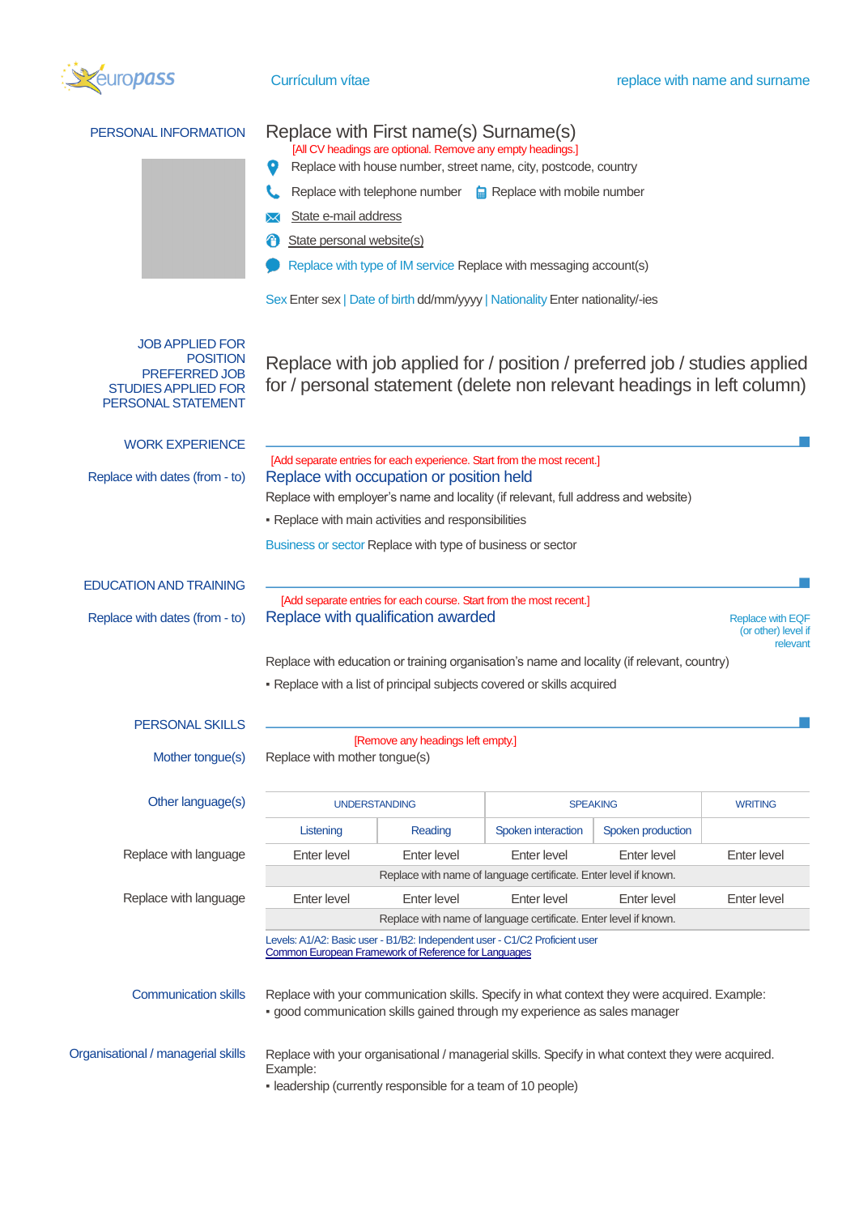europass Curriculum vitae replace with name and surname

## PERSONAL INFORMATION

# Replace with First name(s) Surname(s)

[All CV headings are optional. Remove any empty headings.]

Replace with house number, street name, city, postcode, country

Replace with telephone number  Replace with mobile number

State e-mail address

State personal website(s)

Replace with type of IM service Replace with messaging account(s)

Sex Enter sex | Date of birth dd/mm/yyyy | Nationality Enter nationality/-ies

## JOB APPLIED FOR / POSITION / PREFERRED JOB / STUDIES APPLIED FOR / PERSONAL STATEMENT

Replace with job applied for / position / preferred job / studies applied for / personal statement (delete non relevant headings in left column)

## WORK EXPERIENCE

[Add separate entries for each experience. Start from the most recent.]

Replace with dates (from - to)

### Replace with occupation or position held

Replace with employer's name and locality (if relevant, full address and website)

- Replace with main activities and responsibilities

Business or sector Replace with type of business or sector

## EDUCATION AND TRAINING

[Add separate entries for each course. Start from the most recent.]

Replace with dates (from - to)

### Replace with qualification awarded

Replace with EQF (or other) level if relevant

Replace with education or training organisation's name and locality (if relevant, country)

- Replace with a list of principal subjects covered or skills acquired

## PERSONAL SKILLS

[Remove any headings left empty.]

Mother tongue(s): Replace with mother tongue(s)

Other language(s)

| | UNDERSTANDING | | SPEAKING | | WRITING |
|---|---|---|---|---|---|
| | Listening | Reading | Spoken interaction | Spoken production | |
| Replace with language | Enter level | Enter level | Enter level | Enter level | Enter level |
| | Replace with name of language certificate. Enter level if known. | | | | |
| Replace with language | Enter level | Enter level | Enter level | Enter level | Enter level |
| | Replace with name of language certificate. Enter level if known. | | | | |

Levels: A1/A2: Basic user - B1/B2: Independent user - C1/C2 Proficient user
Common European Framework of Reference for Languages

Communication skills

Replace with your communication skills. Specify in what context they were acquired. Example:
- good communication skills gained through my experience as sales manager

Organisational / managerial skills

Replace with your organisational / managerial skills. Specify in what context they were acquired. Example:
- leadership (currently responsible for a team of 10 people)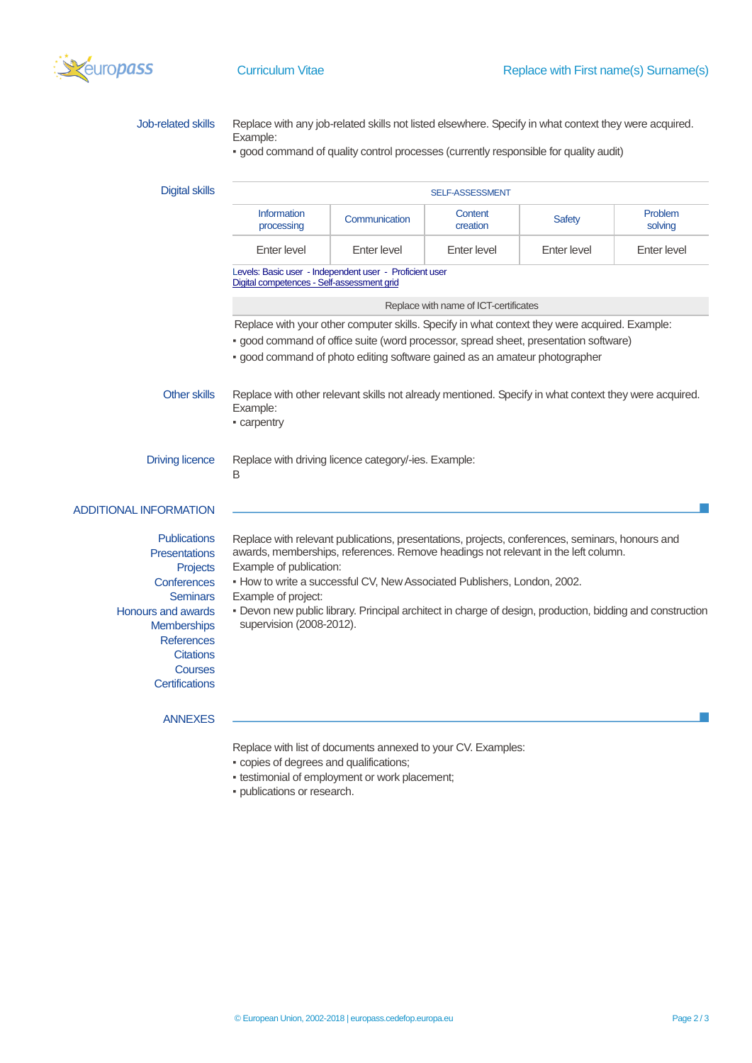**Job-related skills**

Replace with any job-related skills not listed elsewhere. Specify in what context they were acquired. Example:

- good command of quality control processes (currently responsible for quality audit)

**Digital skills**

| SELF-ASSESSMENT | | | | |
|---|---|---|---|---|
| Information processing | Communication | Content creation | Safety | Problem solving |
| Enter level | Enter level | Enter level | Enter level | Enter level |

Levels: Basic user - Independent user - Proficient user
Digital competences - Self-assessment grid

Replace with name of ICT-certificates

Replace with your other computer skills. Specify in what context they were acquired. Example:

- good command of office suite (word processor, spread sheet, presentation software)
- good command of photo editing software gained as an amateur photographer

**Other skills**

Replace with other relevant skills not already mentioned. Specify in what context they were acquired. Example:

- carpentry

**Driving licence**

Replace with driving licence category/-ies. Example:
B

## ADDITIONAL INFORMATION

**Publications**
**Presentations**
**Projects**
**Conferences**
**Seminars**
**Honours and awards**
**Memberships**
**References**
**Citations**
**Courses**
**Certifications**

Replace with relevant publications, presentations, projects, conferences, seminars, honours and awards, memberships, references. Remove headings not relevant in the left column.

Example of publication:

- How to write a successful CV, New Associated Publishers, London, 2002.

Example of project:

- Devon new public library. Principal architect in charge of design, production, bidding and construction supervision (2008-2012).

## ANNEXES

Replace with list of documents annexed to your CV. Examples:

- copies of degrees and qualifications;
- testimonial of employment or work placement;
- publications or research.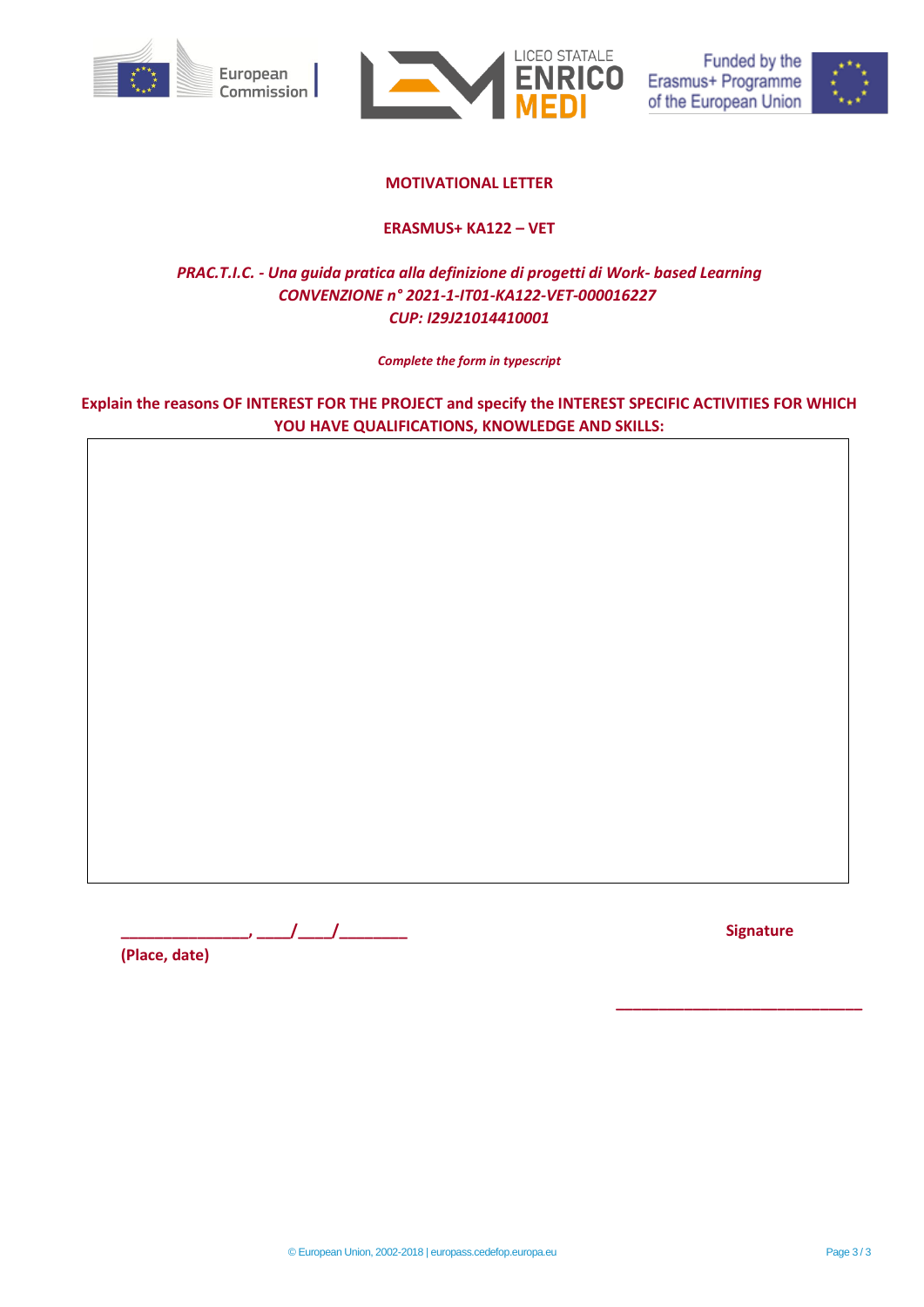**MOTIVATIONAL LETTER**

**ERASMUS+ KA122 – VET**

***PRAC.T.I.C. - Una guida pratica alla definizione di progetti di Work- based Learning***
***CONVENZIONE n° 2021-1-IT01-KA122-VET-000016227***
***CUP: I29J21014410001***

***Complete the form in typescript***

**Explain the reasons OF INTEREST FOR THE PROJECT and specify the INTEREST SPECIFIC ACTIVITIES FOR WHICH YOU HAVE QUALIFICATIONS, KNOWLEDGE AND SKILLS:**

| |
|---|
| |

**_______________, ____/____/________**
**(Place, date)**

**Signature**

**_____________________________**